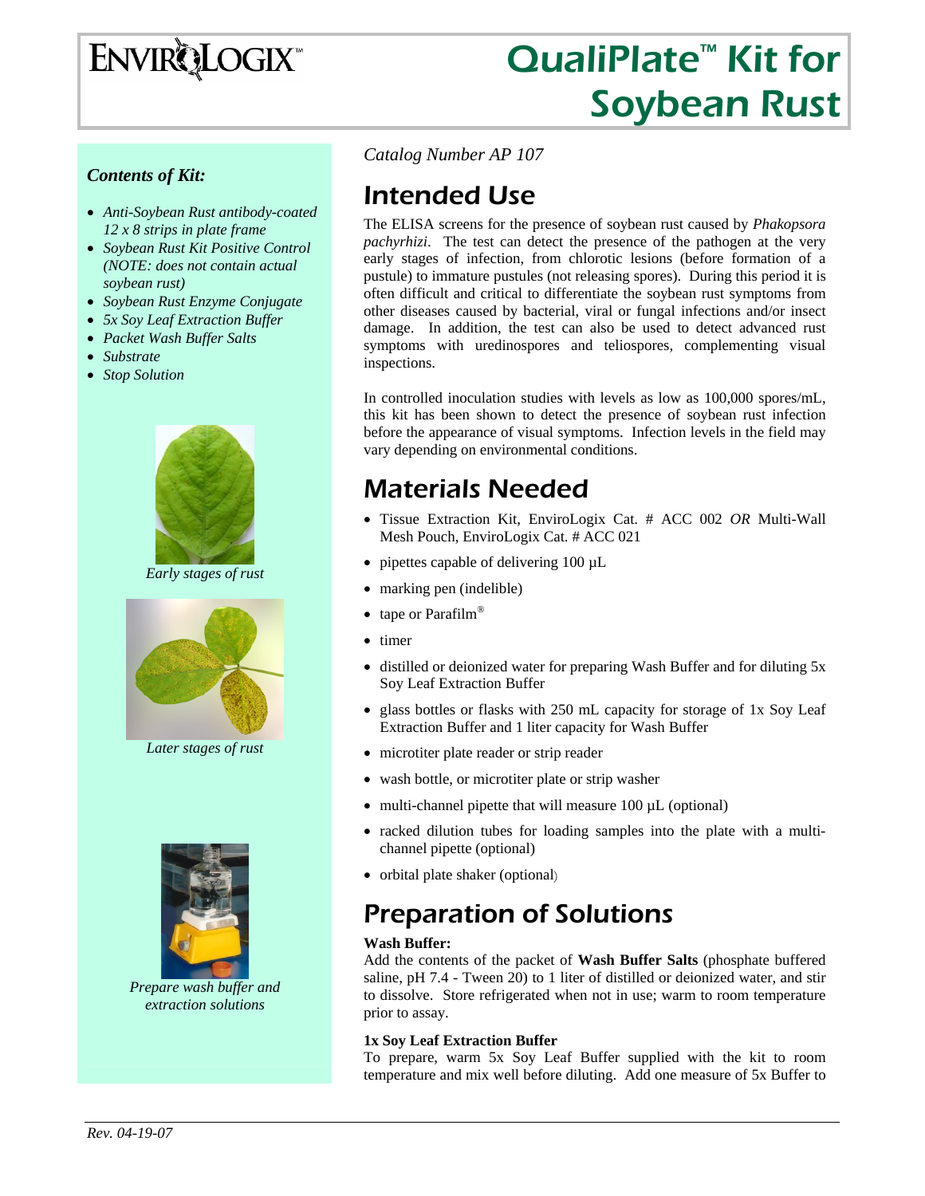# QualiPlate™ Kit for Soybean Rust

### *Contents of Kit:*

- *Anti-Soybean Rust antibody-coated 12 x 8 strips in plate frame*
- *Soybean Rust Kit Positive Control (NOTE: does not contain actual soybean rust)*
- *Soybean Rust Enzyme Conjugate*
- *5x Soy Leaf Extraction Buffer*
- *Packet Wash Buffer Salts*
- *Substrate*
- *Stop Solution*

*Early stages of rust*

*Later stages of rust*

*Prepare wash buffer and extraction solutions*

*Catalog Number AP 107*

## Intended Use

The ELISA screens for the presence of soybean rust caused by *Phakopsora pachyrhizi*. The test can detect the presence of the pathogen at the very early stages of infection, from chlorotic lesions (before formation of a pustule) to immature pustules (not releasing spores). During this period it is often difficult and critical to differentiate the soybean rust symptoms from other diseases caused by bacterial, viral or fungal infections and/or insect damage. In addition, the test can also be used to detect advanced rust symptoms with uredinospores and teliospores, complementing visual inspections.

In controlled inoculation studies with levels as low as 100,000 spores/mL, this kit has been shown to detect the presence of soybean rust infection before the appearance of visual symptoms. Infection levels in the field may vary depending on environmental conditions.

## Materials Needed

- Tissue Extraction Kit, EnviroLogix Cat. # ACC 002 *OR* Multi-Wall Mesh Pouch, EnviroLogix Cat. # ACC 021
- pipettes capable of delivering 100 µL
- marking pen (indelible)
- tape or Parafilm®
- timer
- distilled or deionized water for preparing Wash Buffer and for diluting 5x Soy Leaf Extraction Buffer
- glass bottles or flasks with 250 mL capacity for storage of 1x Soy Leaf Extraction Buffer and 1 liter capacity for Wash Buffer
- microtiter plate reader or strip reader
- wash bottle, or microtiter plate or strip washer
- multi-channel pipette that will measure 100 µL (optional)
- racked dilution tubes for loading samples into the plate with a multi-channel pipette (optional)
- orbital plate shaker (optional)

## Preparation of Solutions

**Wash Buffer:**
Add the contents of the packet of **Wash Buffer Salts** (phosphate buffered saline, pH 7.4 - Tween 20) to 1 liter of distilled or deionized water, and stir to dissolve. Store refrigerated when not in use; warm to room temperature prior to assay.

**1x Soy Leaf Extraction Buffer**
To prepare, warm 5x Soy Leaf Buffer supplied with the kit to room temperature and mix well before diluting. Add one measure of 5x Buffer to

*Rev. 04-19-07*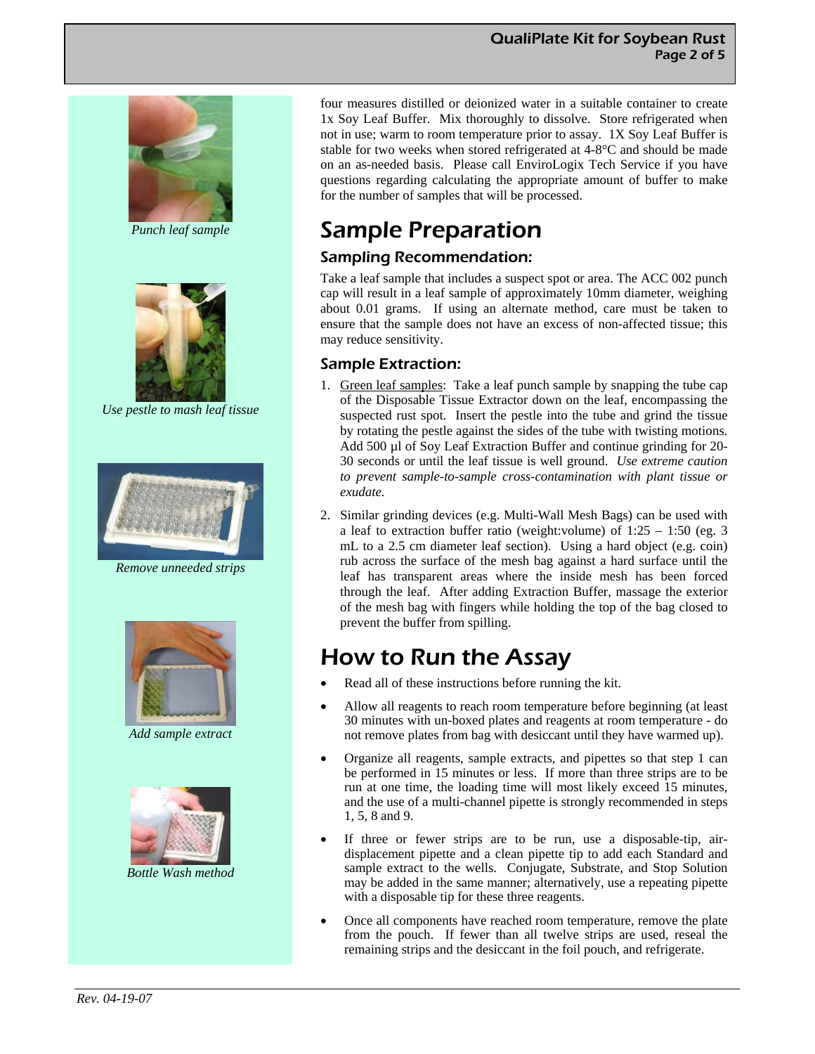four measures distilled or deionized water in a suitable container to create 1x Soy Leaf Buffer. Mix thoroughly to dissolve. Store refrigerated when not in use; warm to room temperature prior to assay. 1X Soy Leaf Buffer is stable for two weeks when stored refrigerated at 4-8°C and should be made on an as-needed basis. Please call EnviroLogix Tech Service if you have questions regarding calculating the appropriate amount of buffer to make for the number of samples that will be processed.

*Punch leaf sample*

*Use pestle to mash leaf tissue*

*Remove unneeded strips*

*Add sample extract*

*Bottle Wash method*

# Sample Preparation

## Sampling Recommendation:

Take a leaf sample that includes a suspect spot or area. The ACC 002 punch cap will result in a leaf sample of approximately 10mm diameter, weighing about 0.01 grams. If using an alternate method, care must be taken to ensure that the sample does not have an excess of non-affected tissue; this may reduce sensitivity.

## Sample Extraction:

1. Green leaf samples: Take a leaf punch sample by snapping the tube cap of the Disposable Tissue Extractor down on the leaf, encompassing the suspected rust spot. Insert the pestle into the tube and grind the tissue by rotating the pestle against the sides of the tube with twisting motions. Add 500 µl of Soy Leaf Extraction Buffer and continue grinding for 20-30 seconds or until the leaf tissue is well ground. *Use extreme caution to prevent sample-to-sample cross-contamination with plant tissue or exudate.*
2. Similar grinding devices (e.g. Multi-Wall Mesh Bags) can be used with a leaf to extraction buffer ratio (weight:volume) of 1:25 – 1:50 (eg. 3 mL to a 2.5 cm diameter leaf section). Using a hard object (e.g. coin) rub across the surface of the mesh bag against a hard surface until the leaf has transparent areas where the inside mesh has been forced through the leaf. After adding Extraction Buffer, massage the exterior of the mesh bag with fingers while holding the top of the bag closed to prevent the buffer from spilling.

# How to Run the Assay

- Read all of these instructions before running the kit.
- Allow all reagents to reach room temperature before beginning (at least 30 minutes with un-boxed plates and reagents at room temperature - do not remove plates from bag with desiccant until they have warmed up).
- Organize all reagents, sample extracts, and pipettes so that step 1 can be performed in 15 minutes or less. If more than three strips are to be run at one time, the loading time will most likely exceed 15 minutes, and the use of a multi-channel pipette is strongly recommended in steps 1, 5, 8 and 9.
- If three or fewer strips are to be run, use a disposable-tip, air-displacement pipette and a clean pipette tip to add each Standard and sample extract to the wells. Conjugate, Substrate, and Stop Solution may be added in the same manner; alternatively, use a repeating pipette with a disposable tip for these three reagents.
- Once all components have reached room temperature, remove the plate from the pouch. If fewer than all twelve strips are used, reseal the remaining strips and the desiccant in the foil pouch, and refrigerate.

*Rev. 04-19-07*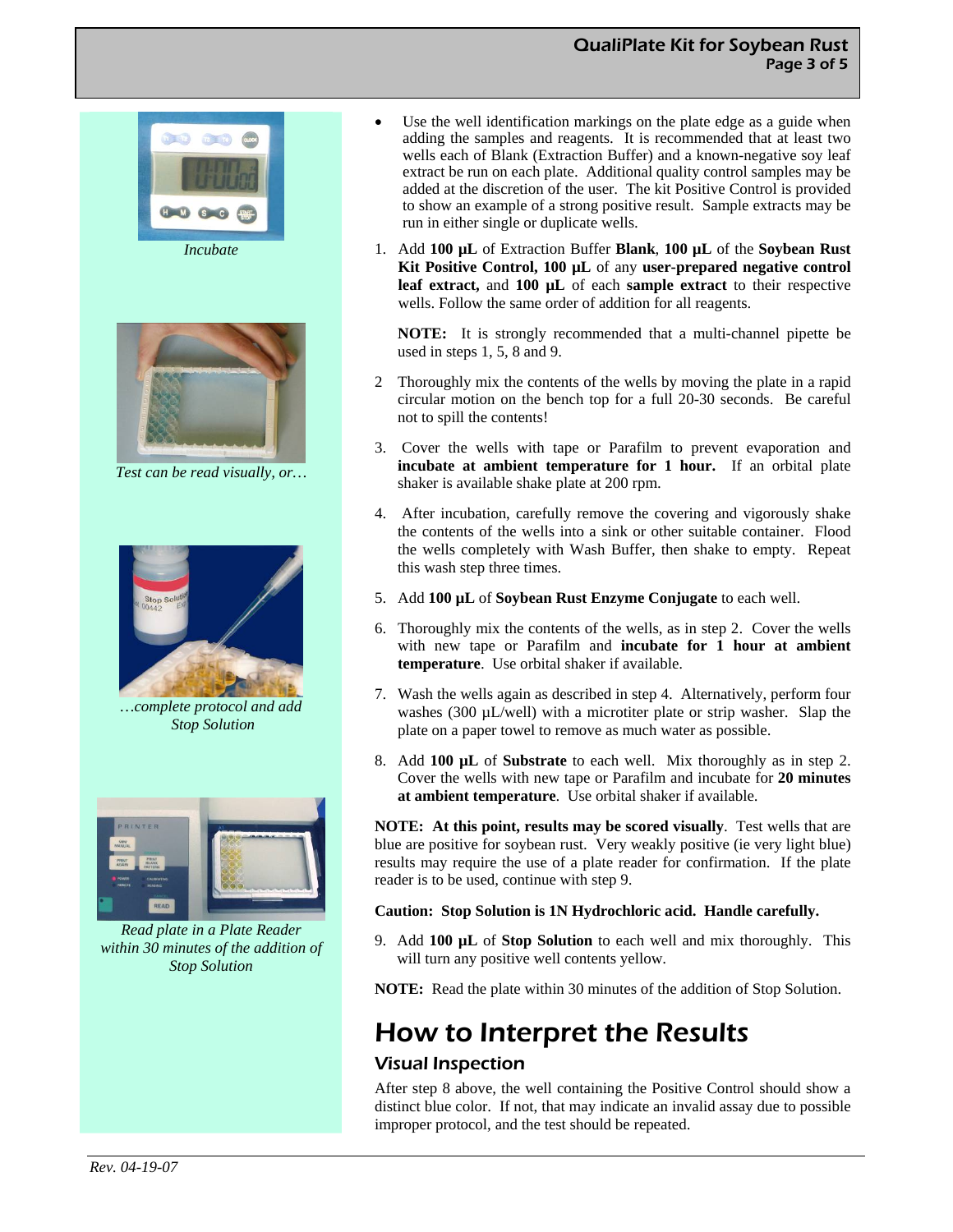*Incubate*

*Test can be read visually, or…*

*…complete protocol and add Stop Solution*

*Read plate in a Plate Reader within 30 minutes of the addition of Stop Solution*

- Use the well identification markings on the plate edge as a guide when adding the samples and reagents. It is recommended that at least two wells each of Blank (Extraction Buffer) and a known-negative soy leaf extract be run on each plate. Additional quality control samples may be added at the discretion of the user. The kit Positive Control is provided to show an example of a strong positive result. Sample extracts may be run in either single or duplicate wells.

1. Add **100 µL** of Extraction Buffer **Blank**, **100 µL** of the **Soybean Rust Kit Positive Control, 100 µL** of any **user-prepared negative control leaf extract,** and **100 µL** of each **sample extract** to their respective wells. Follow the same order of addition for all reagents.

   **NOTE:** It is strongly recommended that a multi-channel pipette be used in steps 1, 5, 8 and 9.

2. Thoroughly mix the contents of the wells by moving the plate in a rapid circular motion on the bench top for a full 20-30 seconds. Be careful not to spill the contents!

3. Cover the wells with tape or Parafilm to prevent evaporation and **incubate at ambient temperature for 1 hour.** If an orbital plate shaker is available shake plate at 200 rpm.

4. After incubation, carefully remove the covering and vigorously shake the contents of the wells into a sink or other suitable container. Flood the wells completely with Wash Buffer, then shake to empty. Repeat this wash step three times.

5. Add **100 µL** of **Soybean Rust Enzyme Conjugate** to each well.

6. Thoroughly mix the contents of the wells, as in step 2. Cover the wells with new tape or Parafilm and **incubate for 1 hour at ambient temperature**. Use orbital shaker if available.

7. Wash the wells again as described in step 4. Alternatively, perform four washes (300 µL/well) with a microtiter plate or strip washer. Slap the plate on a paper towel to remove as much water as possible.

8. Add **100 µL** of **Substrate** to each well. Mix thoroughly as in step 2. Cover the wells with new tape or Parafilm and incubate for **20 minutes at ambient temperature**. Use orbital shaker if available.

**NOTE: At this point, results may be scored visually**. Test wells that are blue are positive for soybean rust. Very weakly positive (ie very light blue) results may require the use of a plate reader for confirmation. If the plate reader is to be used, continue with step 9.

**Caution: Stop Solution is 1N Hydrochloric acid. Handle carefully.**

9. Add **100 µL** of **Stop Solution** to each well and mix thoroughly. This will turn any positive well contents yellow.

**NOTE:** Read the plate within 30 minutes of the addition of Stop Solution.

# How to Interpret the Results

## Visual Inspection

After step 8 above, the well containing the Positive Control should show a distinct blue color. If not, that may indicate an invalid assay due to possible improper protocol, and the test should be repeated.

*Rev. 04-19-07*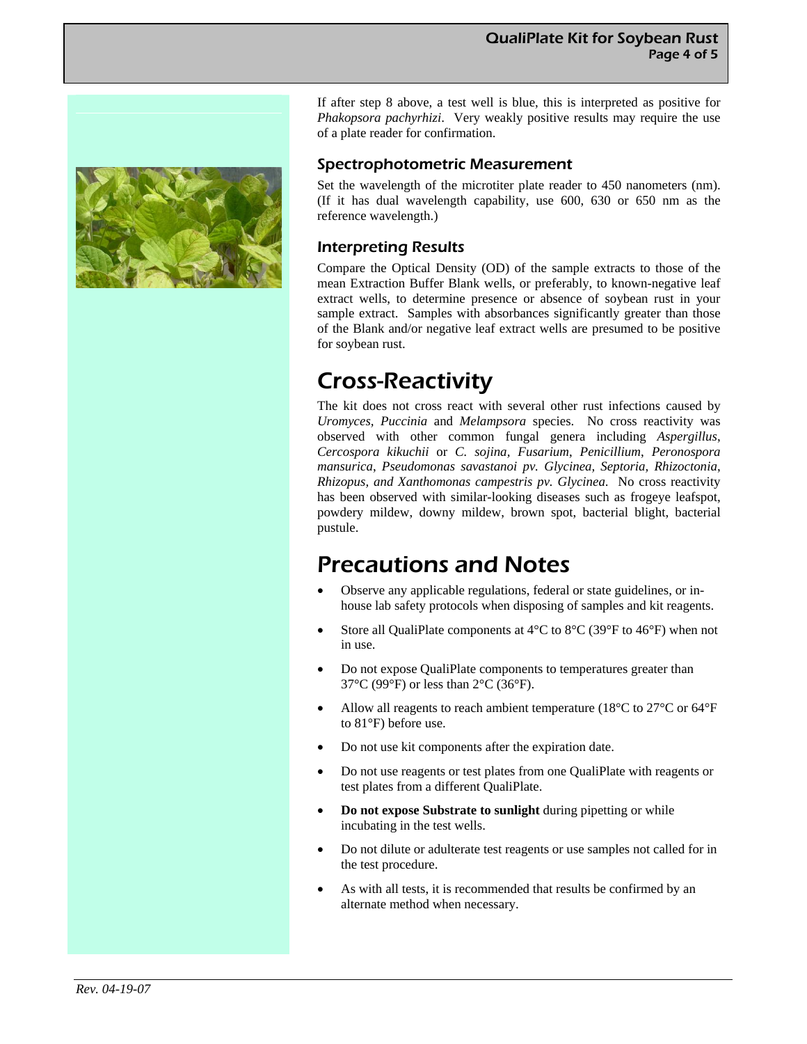If after step 8 above, a test well is blue, this is interpreted as positive for *Phakopsora pachyrhizi*. Very weakly positive results may require the use of a plate reader for confirmation.

### Spectrophotometric Measurement

Set the wavelength of the microtiter plate reader to 450 nanometers (nm). (If it has dual wavelength capability, use 600, 630 or 650 nm as the reference wavelength.)

### Interpreting Results

Compare the Optical Density (OD) of the sample extracts to those of the mean Extraction Buffer Blank wells, or preferably, to known-negative leaf extract wells, to determine presence or absence of soybean rust in your sample extract. Samples with absorbances significantly greater than those of the Blank and/or negative leaf extract wells are presumed to be positive for soybean rust.

# Cross-Reactivity

The kit does not cross react with several other rust infections caused by *Uromyces, Puccinia* and *Melampsora* species. No cross reactivity was observed with other common fungal genera including *Aspergillus*, *Cercospora kikuchii* or *C. sojina, Fusarium, Penicillium, Peronospora mansurica, Pseudomonas savastanoi pv. Glycinea, Septoria, Rhizoctonia, Rhizopus, and Xanthomonas campestris pv. Glycinea*. No cross reactivity has been observed with similar-looking diseases such as frogeye leafspot, powdery mildew, downy mildew, brown spot, bacterial blight, bacterial pustule.

# Precautions and Notes

- Observe any applicable regulations, federal or state guidelines, or in-house lab safety protocols when disposing of samples and kit reagents.
- Store all QualiPlate components at 4°C to 8°C (39°F to 46°F) when not in use.
- Do not expose QualiPlate components to temperatures greater than 37°C (99°F) or less than 2°C (36°F).
- Allow all reagents to reach ambient temperature (18°C to 27°C or 64°F to 81°F) before use.
- Do not use kit components after the expiration date.
- Do not use reagents or test plates from one QualiPlate with reagents or test plates from a different QualiPlate.
- **Do not expose Substrate to sunlight** during pipetting or while incubating in the test wells.
- Do not dilute or adulterate test reagents or use samples not called for in the test procedure.
- As with all tests, it is recommended that results be confirmed by an alternate method when necessary.

*Rev. 04-19-07*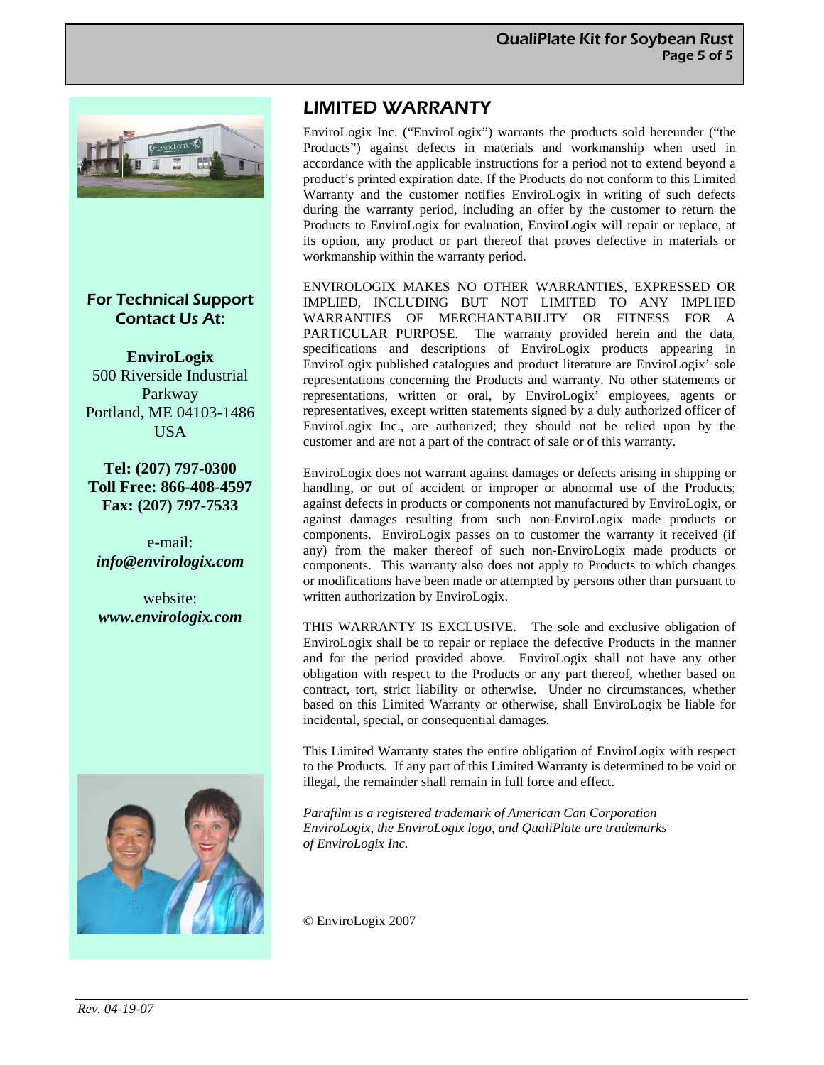**For Technical Support Contact Us At:**

**EnviroLogix**
500 Riverside Industrial Parkway
Portland, ME 04103-1486
USA

**Tel: (207) 797-0300**
**Toll Free: 866-408-4597**
**Fax: (207) 797-7533**

e-mail:
***info@envirologix.com***

website:
***www.envirologix.com***

## LIMITED WARRANTY

EnviroLogix Inc. ("EnviroLogix") warrants the products sold hereunder ("the Products") against defects in materials and workmanship when used in accordance with the applicable instructions for a period not to extend beyond a product's printed expiration date. If the Products do not conform to this Limited Warranty and the customer notifies EnviroLogix in writing of such defects during the warranty period, including an offer by the customer to return the Products to EnviroLogix for evaluation, EnviroLogix will repair or replace, at its option, any product or part thereof that proves defective in materials or workmanship within the warranty period.

ENVIROLOGIX MAKES NO OTHER WARRANTIES, EXPRESSED OR IMPLIED, INCLUDING BUT NOT LIMITED TO ANY IMPLIED WARRANTIES OF MERCHANTABILITY OR FITNESS FOR A PARTICULAR PURPOSE. The warranty provided herein and the data, specifications and descriptions of EnviroLogix products appearing in EnviroLogix published catalogues and product literature are EnviroLogix' sole representations concerning the Products and warranty. No other statements or representations, written or oral, by EnviroLogix' employees, agents or representatives, except written statements signed by a duly authorized officer of EnviroLogix Inc., are authorized; they should not be relied upon by the customer and are not a part of the contract of sale or of this warranty.

EnviroLogix does not warrant against damages or defects arising in shipping or handling, or out of accident or improper or abnormal use of the Products; against defects in products or components not manufactured by EnviroLogix, or against damages resulting from such non-EnviroLogix made products or components. EnviroLogix passes on to customer the warranty it received (if any) from the maker thereof of such non-EnviroLogix made products or components. This warranty also does not apply to Products to which changes or modifications have been made or attempted by persons other than pursuant to written authorization by EnviroLogix.

THIS WARRANTY IS EXCLUSIVE. The sole and exclusive obligation of EnviroLogix shall be to repair or replace the defective Products in the manner and for the period provided above. EnviroLogix shall not have any other obligation with respect to the Products or any part thereof, whether based on contract, tort, strict liability or otherwise. Under no circumstances, whether based on this Limited Warranty or otherwise, shall EnviroLogix be liable for incidental, special, or consequential damages.

This Limited Warranty states the entire obligation of EnviroLogix with respect to the Products. If any part of this Limited Warranty is determined to be void or illegal, the remainder shall remain in full force and effect.

*Parafilm is a registered trademark of American Can Corporation*
*EnviroLogix, the EnviroLogix logo, and QualiPlate are trademarks of EnviroLogix Inc.*

© EnviroLogix 2007

*Rev. 04-19-07*